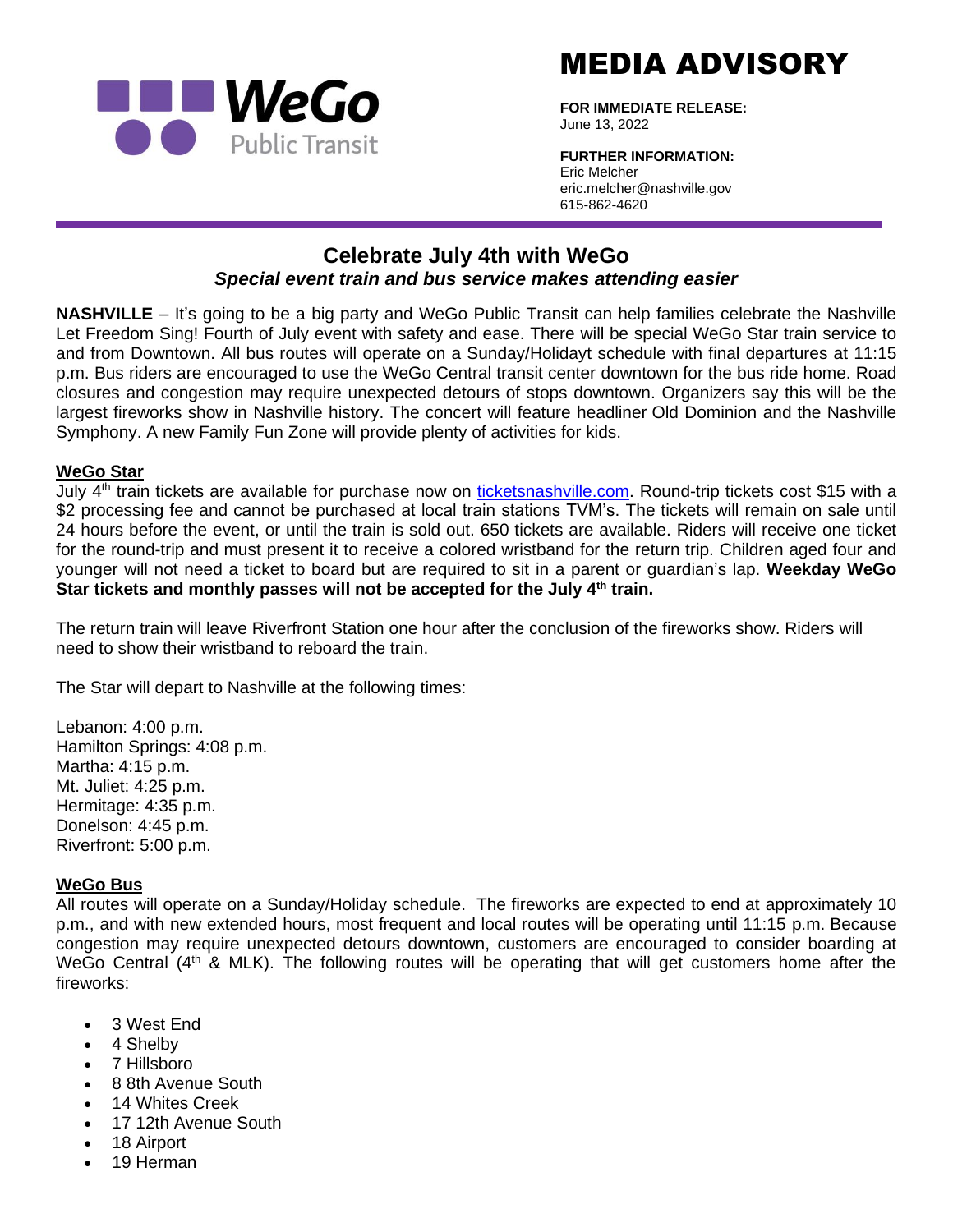WeGo Public Transit

# MEDIA ADVISORY

**FOR IMMEDIATE RELEASE:**
June 13, 2022

**FURTHER INFORMATION:**
Eric Melcher
eric.melcher@nashville.gov
615-862-4620

## Celebrate July 4th with WeGo

### *Special event train and bus service makes attending easier*

**NASHVILLE** – It's going to be a big party and WeGo Public Transit can help families celebrate the Nashville Let Freedom Sing! Fourth of July event with safety and ease. There will be special WeGo Star train service to and from Downtown. All bus routes will operate on a Sunday/Holidayt schedule with final departures at 11:15 p.m. Bus riders are encouraged to use the WeGo Central transit center downtown for the bus ride home. Road closures and congestion may require unexpected detours of stops downtown. Organizers say this will be the largest fireworks show in Nashville history. The concert will feature headliner Old Dominion and the Nashville Symphony. A new Family Fun Zone will provide plenty of activities for kids.

**WeGo Star**

July 4th train tickets are available for purchase now on ticketsnashville.com. Round-trip tickets cost $15 with a $2 processing fee and cannot be purchased at local train stations TVM's. The tickets will remain on sale until 24 hours before the event, or until the train is sold out. 650 tickets are available. Riders will receive one ticket for the round-trip and must present it to receive a colored wristband for the return trip. Children aged four and younger will not need a ticket to board but are required to sit in a parent or guardian's lap. **Weekday WeGo Star tickets and monthly passes will not be accepted for the July 4th train.**

The return train will leave Riverfront Station one hour after the conclusion of the fireworks show. Riders will need to show their wristband to reboard the train.

The Star will depart to Nashville at the following times:

Lebanon: 4:00 p.m.
Hamilton Springs: 4:08 p.m.
Martha: 4:15 p.m.
Mt. Juliet: 4:25 p.m.
Hermitage: 4:35 p.m.
Donelson: 4:45 p.m.
Riverfront: 5:00 p.m.

**WeGo Bus**

All routes will operate on a Sunday/Holiday schedule. The fireworks are expected to end at approximately 10 p.m., and with new extended hours, most frequent and local routes will be operating until 11:15 p.m. Because congestion may require unexpected detours downtown, customers are encouraged to consider boarding at WeGo Central (4th & MLK). The following routes will be operating that will get customers home after the fireworks:

- 3 West End
- 4 Shelby
- 7 Hillsboro
- 8 8th Avenue South
- 14 Whites Creek
- 17 12th Avenue South
- 18 Airport
- 19 Herman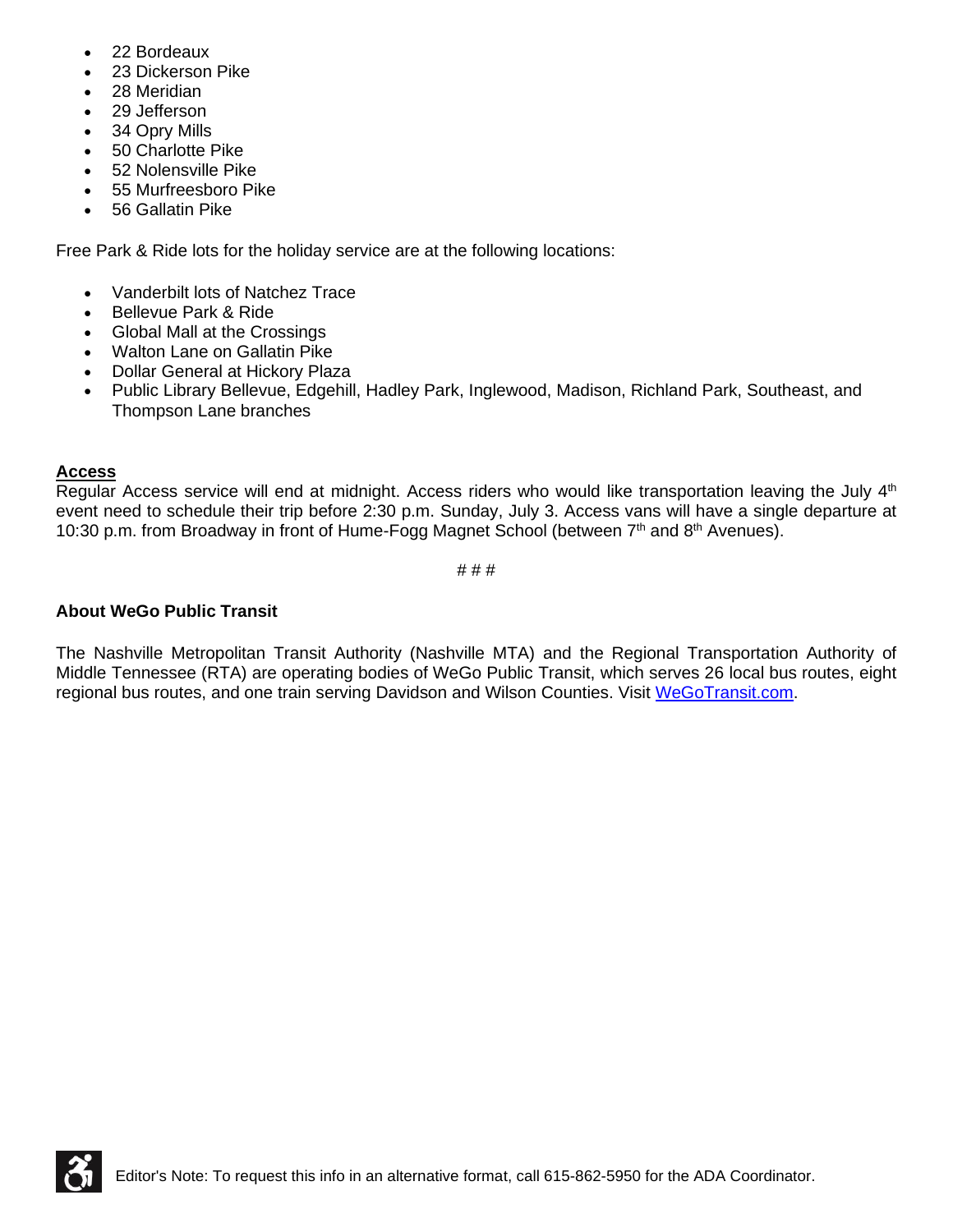- 22 Bordeaux
- 23 Dickerson Pike
- 28 Meridian
- 29 Jefferson
- 34 Opry Mills
- 50 Charlotte Pike
- 52 Nolensville Pike
- 55 Murfreesboro Pike
- 56 Gallatin Pike

Free Park & Ride lots for the holiday service are at the following locations:

- Vanderbilt lots of Natchez Trace
- Bellevue Park & Ride
- Global Mall at the Crossings
- Walton Lane on Gallatin Pike
- Dollar General at Hickory Plaza
- Public Library Bellevue, Edgehill, Hadley Park, Inglewood, Madison, Richland Park, Southeast, and Thompson Lane branches

**Access**

Regular Access service will end at midnight. Access riders who would like transportation leaving the July 4th event need to schedule their trip before 2:30 p.m. Sunday, July 3. Access vans will have a single departure at 10:30 p.m. from Broadway in front of Hume-Fogg Magnet School (between 7th and 8th Avenues).

# # #

**About WeGo Public Transit**

The Nashville Metropolitan Transit Authority (Nashville MTA) and the Regional Transportation Authority of Middle Tennessee (RTA) are operating bodies of WeGo Public Transit, which serves 26 local bus routes, eight regional bus routes, and one train serving Davidson and Wilson Counties. Visit WeGoTransit.com.

Editor's Note: To request this info in an alternative format, call 615-862-5950 for the ADA Coordinator.